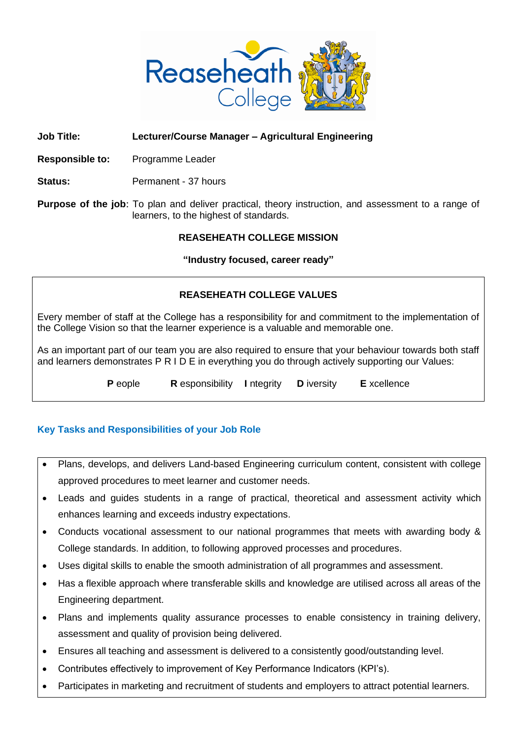**Job Title:** **Lecturer/Course Manager – Agricultural Engineering**

**Responsible to:** Programme Leader

**Status:** Permanent - 37 hours

**Purpose of the job**: To plan and deliver practical, theory instruction, and assessment to a range of learners, to the highest of standards.

## REASEHEATH COLLEGE MISSION

**"Industry focused, career ready"**

### REASEHEATH COLLEGE VALUES

Every member of staff at the College has a responsibility for and commitment to the implementation of the College Vision so that the learner experience is a valuable and memorable one.

As an important part of our team you are also required to ensure that your behaviour towards both staff and learners demonstrates P R I D E in everything you do through actively supporting our Values:

**P** eople **R** esponsibility **I** ntegrity **D** iversity **E** xcellence

## Key Tasks and Responsibilities of your Job Role

- Plans, develops, and delivers Land-based Engineering curriculum content, consistent with college approved procedures to meet learner and customer needs.
- Leads and guides students in a range of practical, theoretical and assessment activity which enhances learning and exceeds industry expectations.
- Conducts vocational assessment to our national programmes that meets with awarding body & College standards. In addition, to following approved processes and procedures.
- Uses digital skills to enable the smooth administration of all programmes and assessment.
- Has a flexible approach where transferable skills and knowledge are utilised across all areas of the Engineering department.
- Plans and implements quality assurance processes to enable consistency in training delivery, assessment and quality of provision being delivered.
- Ensures all teaching and assessment is delivered to a consistently good/outstanding level.
- Contributes effectively to improvement of Key Performance Indicators (KPI's).
- Participates in marketing and recruitment of students and employers to attract potential learners.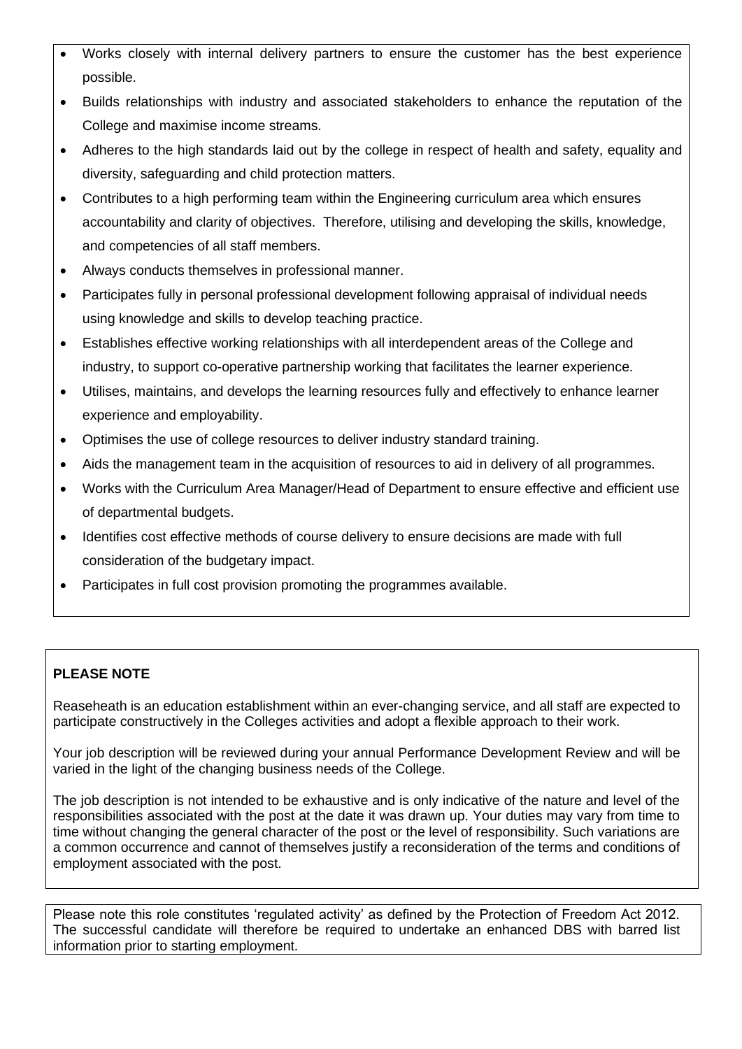- Works closely with internal delivery partners to ensure the customer has the best experience possible.
- Builds relationships with industry and associated stakeholders to enhance the reputation of the College and maximise income streams.
- Adheres to the high standards laid out by the college in respect of health and safety, equality and diversity, safeguarding and child protection matters.
- Contributes to a high performing team within the Engineering curriculum area which ensures accountability and clarity of objectives. Therefore, utilising and developing the skills, knowledge, and competencies of all staff members.
- Always conducts themselves in professional manner.
- Participates fully in personal professional development following appraisal of individual needs using knowledge and skills to develop teaching practice.
- Establishes effective working relationships with all interdependent areas of the College and industry, to support co-operative partnership working that facilitates the learner experience.
- Utilises, maintains, and develops the learning resources fully and effectively to enhance learner experience and employability.
- Optimises the use of college resources to deliver industry standard training.
- Aids the management team in the acquisition of resources to aid in delivery of all programmes.
- Works with the Curriculum Area Manager/Head of Department to ensure effective and efficient use of departmental budgets.
- Identifies cost effective methods of course delivery to ensure decisions are made with full consideration of the budgetary impact.
- Participates in full cost provision promoting the programmes available.

**PLEASE NOTE**

Reaseheath is an education establishment within an ever-changing service, and all staff are expected to participate constructively in the Colleges activities and adopt a flexible approach to their work.

Your job description will be reviewed during your annual Performance Development Review and will be varied in the light of the changing business needs of the College.

The job description is not intended to be exhaustive and is only indicative of the nature and level of the responsibilities associated with the post at the date it was drawn up. Your duties may vary from time to time without changing the general character of the post or the level of responsibility. Such variations are a common occurrence and cannot of themselves justify a reconsideration of the terms and conditions of employment associated with the post.

Please note this role constitutes 'regulated activity' as defined by the Protection of Freedom Act 2012. The successful candidate will therefore be required to undertake an enhanced DBS with barred list information prior to starting employment.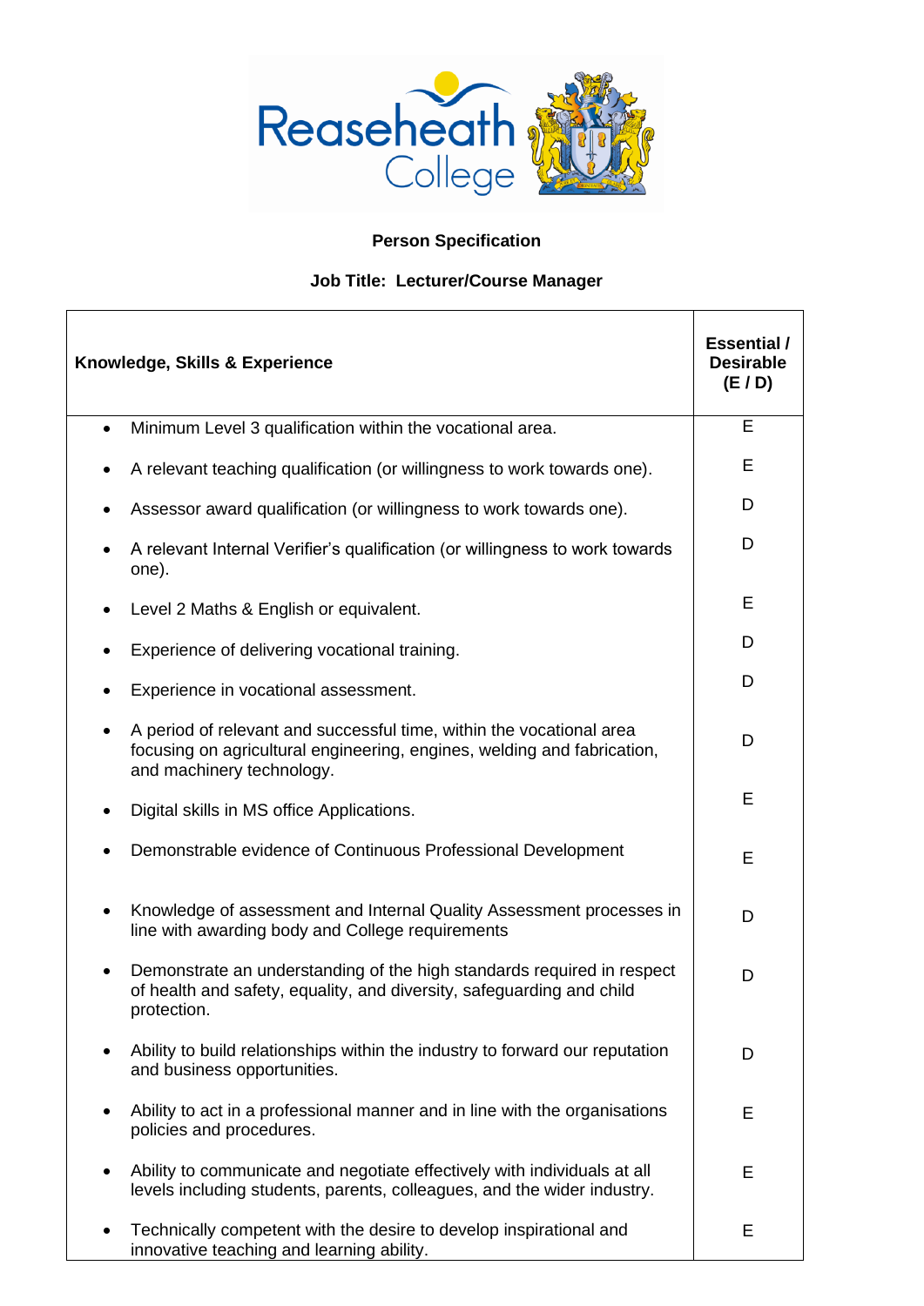**Person Specification**

**Job Title: Lecturer/Course Manager**

| **Knowledge, Skills & Experience** | **Essential / Desirable (E / D)** |
|---|---|
| • Minimum Level 3 qualification within the vocational area. | E |
| • A relevant teaching qualification (or willingness to work towards one). | E |
| • Assessor award qualification (or willingness to work towards one). | D |
| • A relevant Internal Verifier's qualification (or willingness to work towards one). | D |
| • Level 2 Maths & English or equivalent. | E |
| • Experience of delivering vocational training. | D |
| • Experience in vocational assessment. | D |
| • A period of relevant and successful time, within the vocational area focusing on agricultural engineering, engines, welding and fabrication, and machinery technology. | D |
| • Digital skills in MS office Applications. | E |
| • Demonstrable evidence of Continuous Professional Development | E |
| • Knowledge of assessment and Internal Quality Assessment processes in line with awarding body and College requirements | D |
| • Demonstrate an understanding of the high standards required in respect of health and safety, equality, and diversity, safeguarding and child protection. | D |
| • Ability to build relationships within the industry to forward our reputation and business opportunities. | D |
| • Ability to act in a professional manner and in line with the organisations policies and procedures. | E |
| • Ability to communicate and negotiate effectively with individuals at all levels including students, parents, colleagues, and the wider industry. | E |
| • Technically competent with the desire to develop inspirational and innovative teaching and learning ability. | E |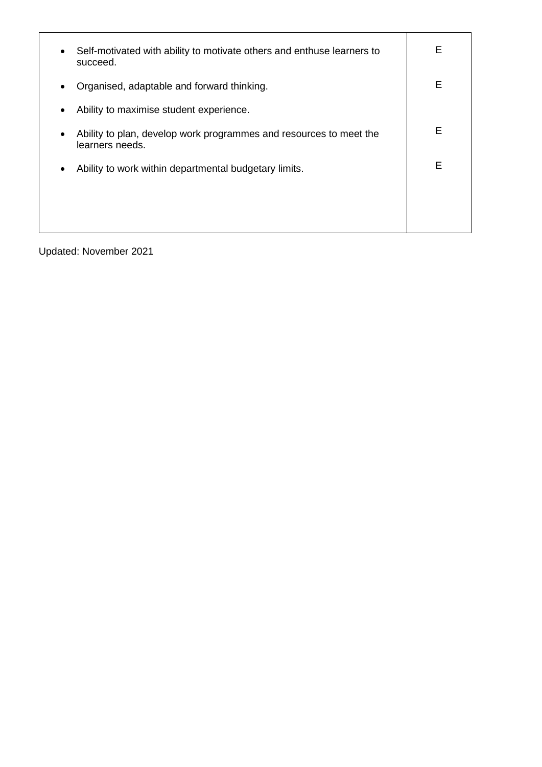| | |
|---|---|
| • Self-motivated with ability to motivate others and enthuse learners to succeed. | E |
| • Organised, adaptable and forward thinking. | E |
| • Ability to maximise student experience. | |
| • Ability to plan, develop work programmes and resources to meet the learners needs. | E |
| • Ability to work within departmental budgetary limits. | E |

Updated: November 2021